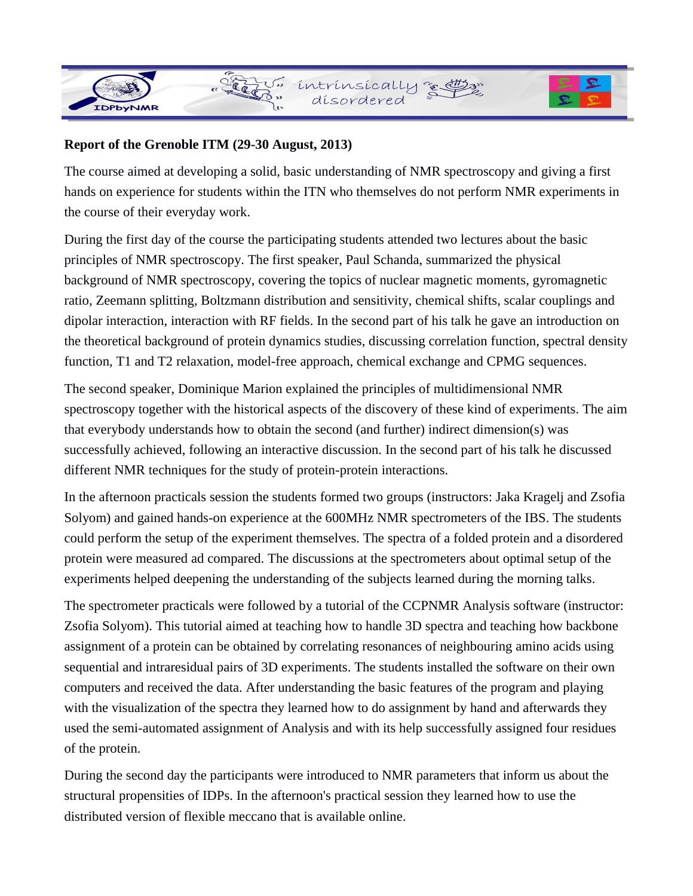**Report of the Grenoble ITM (29-30 August, 2013)**

The course aimed at developing a solid, basic understanding of NMR spectroscopy and giving a first hands on experience for students within the ITN who themselves do not perform NMR experiments in the course of their everyday work.

During the first day of the course the participating students attended two lectures about the basic principles of NMR spectroscopy. The first speaker, Paul Schanda, summarized the physical background of NMR spectroscopy, covering the topics of nuclear magnetic moments, gyromagnetic ratio, Zeemann splitting, Boltzmann distribution and sensitivity, chemical shifts, scalar couplings and dipolar interaction, interaction with RF fields. In the second part of his talk he gave an introduction on the theoretical background of protein dynamics studies, discussing correlation function, spectral density function, T1 and T2 relaxation, model-free approach, chemical exchange and CPMG sequences.

The second speaker, Dominique Marion explained the principles of multidimensional NMR spectroscopy together with the historical aspects of the discovery of these kind of experiments. The aim that everybody understands how to obtain the second (and further) indirect dimension(s) was successfully achieved, following an interactive discussion. In the second part of his talk he discussed different NMR techniques for the study of protein-protein interactions.

In the afternoon practicals session the students formed two groups (instructors: Jaka Kragelj and Zsofia Solyom) and gained hands-on experience at the 600MHz NMR spectrometers of the IBS. The students could perform the setup of the experiment themselves. The spectra of a folded protein and a disordered protein were measured ad compared. The discussions at the spectrometers about optimal setup of the experiments helped deepening the understanding of the subjects learned during the morning talks.

The spectrometer practicals were followed by a tutorial of the CCPNMR Analysis software (instructor: Zsofia Solyom). This tutorial aimed at teaching how to handle 3D spectra and teaching how backbone assignment of a protein can be obtained by correlating resonances of neighbouring amino acids using sequential and intraresidual pairs of 3D experiments. The students installed the software on their own computers and received the data. After understanding the basic features of the program and playing with the visualization of the spectra they learned how to do assignment by hand and afterwards they used the semi-automated assignment of Analysis and with its help successfully assigned four residues of the protein.

During the second day the participants were introduced to NMR parameters that inform us about the structural propensities of IDPs. In the afternoon's practical session they learned how to use the distributed version of flexible meccano that is available online.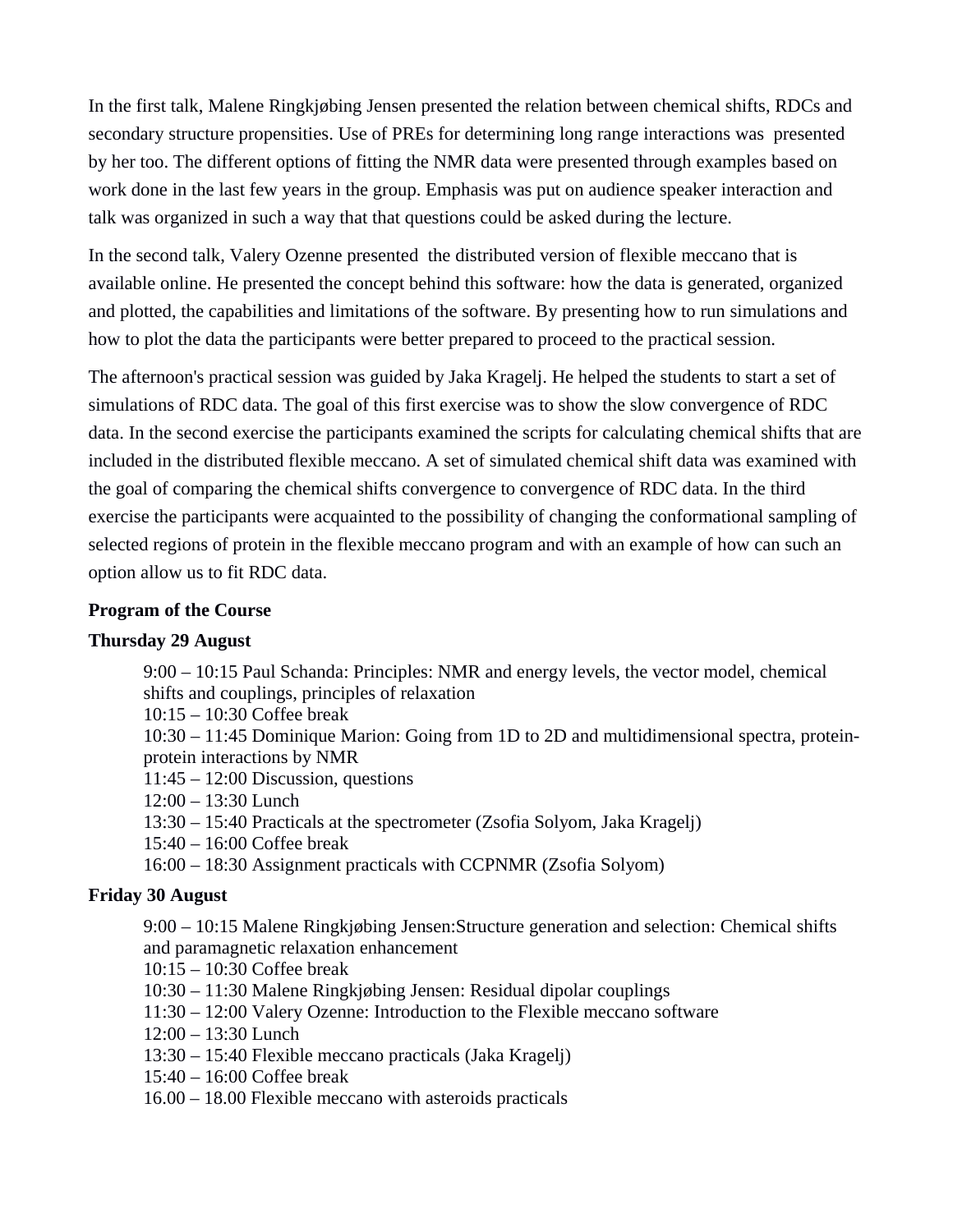In the first talk, Malene Ringkjøbing Jensen presented the relation between chemical shifts, RDCs and secondary structure propensities. Use of PREs for determining long range interactions was presented by her too. The different options of fitting the NMR data were presented through examples based on work done in the last few years in the group. Emphasis was put on audience speaker interaction and talk was organized in such a way that that questions could be asked during the lecture.

In the second talk, Valery Ozenne presented the distributed version of flexible meccano that is available online. He presented the concept behind this software: how the data is generated, organized and plotted, the capabilities and limitations of the software. By presenting how to run simulations and how to plot the data the participants were better prepared to proceed to the practical session.

The afternoon's practical session was guided by Jaka Kragelj. He helped the students to start a set of simulations of RDC data. The goal of this first exercise was to show the slow convergence of RDC data. In the second exercise the participants examined the scripts for calculating chemical shifts that are included in the distributed flexible meccano. A set of simulated chemical shift data was examined with the goal of comparing the chemical shifts convergence to convergence of RDC data. In the third exercise the participants were acquainted to the possibility of changing the conformational sampling of selected regions of protein in the flexible meccano program and with an example of how can such an option allow us to fit RDC data.

**Program of the Course**

**Thursday 29 August**

9:00 – 10:15 Paul Schanda: Principles: NMR and energy levels, the vector model, chemical shifts and couplings, principles of relaxation
10:15 – 10:30 Coffee break
10:30 – 11:45 Dominique Marion: Going from 1D to 2D and multidimensional spectra, protein-protein interactions by NMR
11:45 – 12:00 Discussion, questions
12:00 – 13:30 Lunch
13:30 – 15:40 Practicals at the spectrometer (Zsofia Solyom, Jaka Kragelj)
15:40 – 16:00 Coffee break
16:00 – 18:30 Assignment practicals with CCPNMR (Zsofia Solyom)

**Friday 30 August**

9:00 – 10:15 Malene Ringkjøbing Jensen:Structure generation and selection: Chemical shifts and paramagnetic relaxation enhancement
10:15 – 10:30 Coffee break
10:30 – 11:30 Malene Ringkjøbing Jensen: Residual dipolar couplings
11:30 – 12:00 Valery Ozenne: Introduction to the Flexible meccano software
12:00 – 13:30 Lunch
13:30 – 15:40 Flexible meccano practicals (Jaka Kragelj)
15:40 – 16:00 Coffee break
16.00 – 18.00 Flexible meccano with asteroids practicals